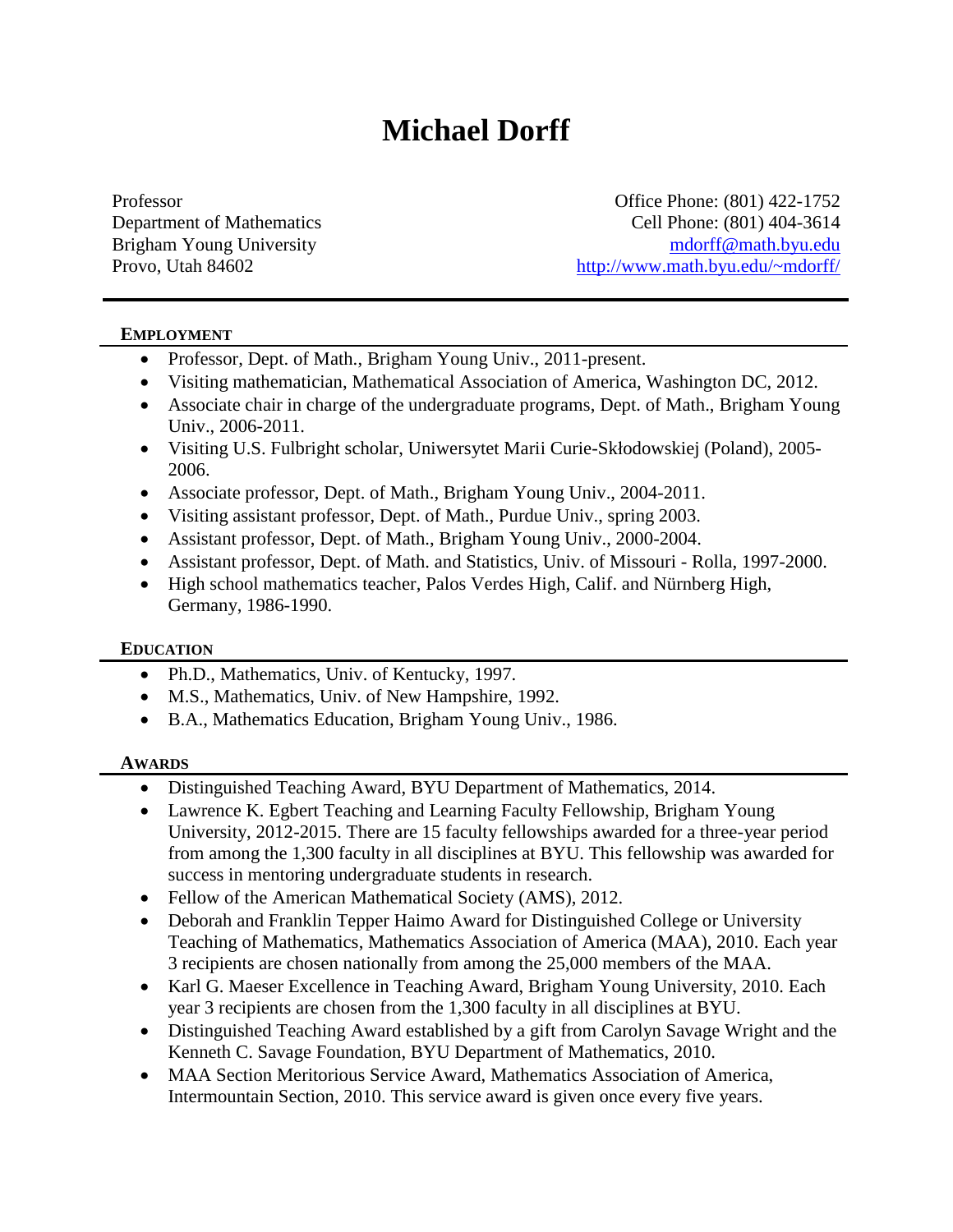# Michael Dorff

Professor
Department of Mathematics
Brigham Young University
Provo, Utah 84602

Office Phone: (801) 422-1752
Cell Phone: (801) 404-3614
mdorff@math.byu.edu
http://www.math.byu.edu/~mdorff/

## EMPLOYMENT

- Professor, Dept. of Math., Brigham Young Univ., 2011-present.
- Visiting mathematician, Mathematical Association of America, Washington DC, 2012.
- Associate chair in charge of the undergraduate programs, Dept. of Math., Brigham Young Univ., 2006-2011.
- Visiting U.S. Fulbright scholar, Uniwersytet Marii Curie-Skłodowskiej (Poland), 2005-2006.
- Associate professor, Dept. of Math., Brigham Young Univ., 2004-2011.
- Visiting assistant professor, Dept. of Math., Purdue Univ., spring 2003.
- Assistant professor, Dept. of Math., Brigham Young Univ., 2000-2004.
- Assistant professor, Dept. of Math. and Statistics, Univ. of Missouri - Rolla, 1997-2000.
- High school mathematics teacher, Palos Verdes High, Calif. and Nürnberg High, Germany, 1986-1990.

## EDUCATION

- Ph.D., Mathematics, Univ. of Kentucky, 1997.
- M.S., Mathematics, Univ. of New Hampshire, 1992.
- B.A., Mathematics Education, Brigham Young Univ., 1986.

## AWARDS

- Distinguished Teaching Award, BYU Department of Mathematics, 2014.
- Lawrence K. Egbert Teaching and Learning Faculty Fellowship, Brigham Young University, 2012-2015. There are 15 faculty fellowships awarded for a three-year period from among the 1,300 faculty in all disciplines at BYU. This fellowship was awarded for success in mentoring undergraduate students in research.
- Fellow of the American Mathematical Society (AMS), 2012.
- Deborah and Franklin Tepper Haimo Award for Distinguished College or University Teaching of Mathematics, Mathematics Association of America (MAA), 2010. Each year 3 recipients are chosen nationally from among the 25,000 members of the MAA.
- Karl G. Maeser Excellence in Teaching Award, Brigham Young University, 2010. Each year 3 recipients are chosen from the 1,300 faculty in all disciplines at BYU.
- Distinguished Teaching Award established by a gift from Carolyn Savage Wright and the Kenneth C. Savage Foundation, BYU Department of Mathematics, 2010.
- MAA Section Meritorious Service Award, Mathematics Association of America, Intermountain Section, 2010. This service award is given once every five years.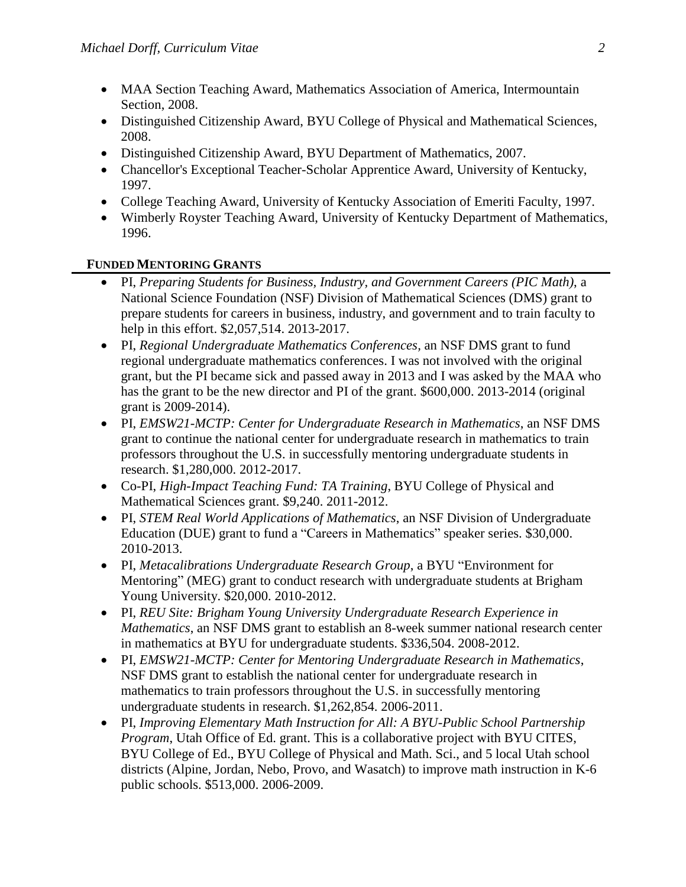- MAA Section Teaching Award, Mathematics Association of America, Intermountain Section, 2008.
- Distinguished Citizenship Award, BYU College of Physical and Mathematical Sciences, 2008.
- Distinguished Citizenship Award, BYU Department of Mathematics, 2007.
- Chancellor's Exceptional Teacher-Scholar Apprentice Award, University of Kentucky, 1997.
- College Teaching Award, University of Kentucky Association of Emeriti Faculty, 1997.
- Wimberly Royster Teaching Award, University of Kentucky Department of Mathematics, 1996.

## FUNDED MENTORING GRANTS

- PI, *Preparing Students for Business, Industry, and Government Careers (PIC Math)*, a National Science Foundation (NSF) Division of Mathematical Sciences (DMS) grant to prepare students for careers in business, industry, and government and to train faculty to help in this effort. $2,057,514. 2013-2017.
- PI, *Regional Undergraduate Mathematics Conferences*, an NSF DMS grant to fund regional undergraduate mathematics conferences. I was not involved with the original grant, but the PI became sick and passed away in 2013 and I was asked by the MAA who has the grant to be the new director and PI of the grant. $600,000. 2013-2014 (original grant is 2009-2014).
- PI, *EMSW21-MCTP: Center for Undergraduate Research in Mathematics*, an NSF DMS grant to continue the national center for undergraduate research in mathematics to train professors throughout the U.S. in successfully mentoring undergraduate students in research. $1,280,000. 2012-2017.
- Co-PI, *High-Impact Teaching Fund: TA Training*, BYU College of Physical and Mathematical Sciences grant. $9,240. 2011-2012.
- PI, *STEM Real World Applications of Mathematics*, an NSF Division of Undergraduate Education (DUE) grant to fund a "Careers in Mathematics" speaker series. $30,000. 2010-2013.
- PI, *Metacalibrations Undergraduate Research Group*, a BYU "Environment for Mentoring" (MEG) grant to conduct research with undergraduate students at Brigham Young University. $20,000. 2010-2012.
- PI, *REU Site: Brigham Young University Undergraduate Research Experience in Mathematics*, an NSF DMS grant to establish an 8-week summer national research center in mathematics at BYU for undergraduate students. $336,504. 2008-2012.
- PI, *EMSW21-MCTP: Center for Mentoring Undergraduate Research in Mathematics*, NSF DMS grant to establish the national center for undergraduate research in mathematics to train professors throughout the U.S. in successfully mentoring undergraduate students in research. $1,262,854. 2006-2011.
- PI, *Improving Elementary Math Instruction for All: A BYU-Public School Partnership Program*, Utah Office of Ed. grant. This is a collaborative project with BYU CITES, BYU College of Ed., BYU College of Physical and Math. Sci., and 5 local Utah school districts (Alpine, Jordan, Nebo, Provo, and Wasatch) to improve math instruction in K-6 public schools. $513,000. 2006-2009.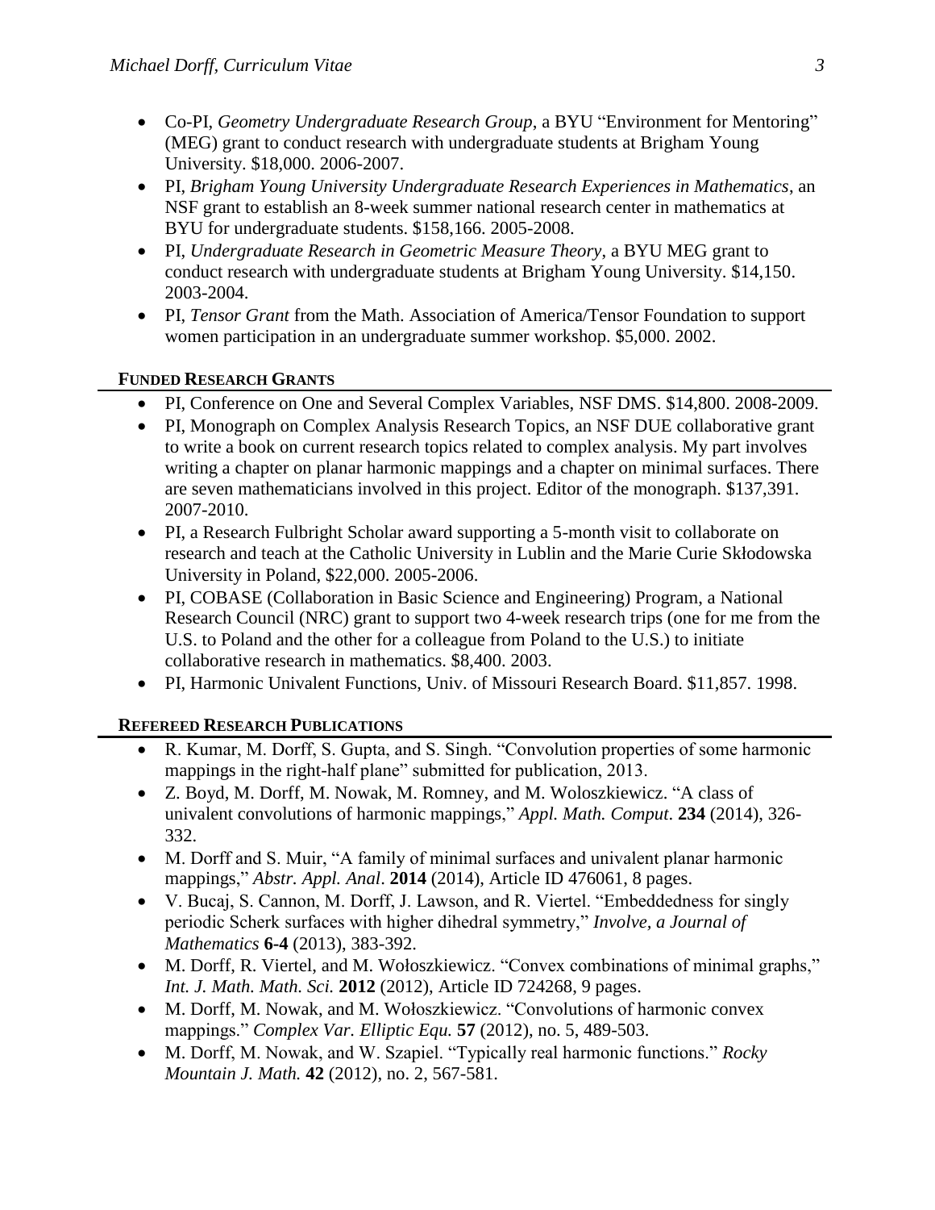- Co-PI, *Geometry Undergraduate Research Group*, a BYU "Environment for Mentoring" (MEG) grant to conduct research with undergraduate students at Brigham Young University. $18,000. 2006-2007.
- PI, *Brigham Young University Undergraduate Research Experiences in Mathematics*, an NSF grant to establish an 8-week summer national research center in mathematics at BYU for undergraduate students. $158,166. 2005-2008.
- PI, *Undergraduate Research in Geometric Measure Theory*, a BYU MEG grant to conduct research with undergraduate students at Brigham Young University. $14,150. 2003-2004.
- PI, *Tensor Grant* from the Math. Association of America/Tensor Foundation to support women participation in an undergraduate summer workshop. $5,000. 2002.

## FUNDED RESEARCH GRANTS

- PI, Conference on One and Several Complex Variables, NSF DMS. $14,800. 2008-2009.
- PI, Monograph on Complex Analysis Research Topics, an NSF DUE collaborative grant to write a book on current research topics related to complex analysis. My part involves writing a chapter on planar harmonic mappings and a chapter on minimal surfaces. There are seven mathematicians involved in this project. Editor of the monograph. $137,391. 2007-2010.
- PI, a Research Fulbright Scholar award supporting a 5-month visit to collaborate on research and teach at the Catholic University in Lublin and the Marie Curie Skłodowska University in Poland, $22,000. 2005-2006.
- PI, COBASE (Collaboration in Basic Science and Engineering) Program, a National Research Council (NRC) grant to support two 4-week research trips (one for me from the U.S. to Poland and the other for a colleague from Poland to the U.S.) to initiate collaborative research in mathematics. $8,400. 2003.
- PI, Harmonic Univalent Functions, Univ. of Missouri Research Board. $11,857. 1998.

## REFEREED RESEARCH PUBLICATIONS

- R. Kumar, M. Dorff, S. Gupta, and S. Singh. "Convolution properties of some harmonic mappings in the right-half plane" submitted for publication, 2013.
- Z. Boyd, M. Dorff, M. Nowak, M. Romney, and M. Woloszkiewicz. "A class of univalent convolutions of harmonic mappings," *Appl. Math. Comput.* **234** (2014), 326-332.
- M. Dorff and S. Muir, "A family of minimal surfaces and univalent planar harmonic mappings," *Abstr. Appl. Anal*. **2014** (2014), Article ID 476061, 8 pages.
- V. Bucaj, S. Cannon, M. Dorff, J. Lawson, and R. Viertel. "Embeddedness for singly periodic Scherk surfaces with higher dihedral symmetry," *Involve, a Journal of Mathematics* **6-4** (2013), 383-392.
- M. Dorff, R. Viertel, and M. Wołoszkiewicz. "Convex combinations of minimal graphs," *Int. J. Math. Math. Sci.* **2012** (2012), Article ID 724268, 9 pages.
- M. Dorff, M. Nowak, and M. Wołoszkiewicz. "Convolutions of harmonic convex mappings." *Complex Var. Elliptic Equ.* **57** (2012), no. 5, 489-503.
- M. Dorff, M. Nowak, and W. Szapiel. "Typically real harmonic functions." *Rocky Mountain J. Math.* **42** (2012), no. 2, 567-581.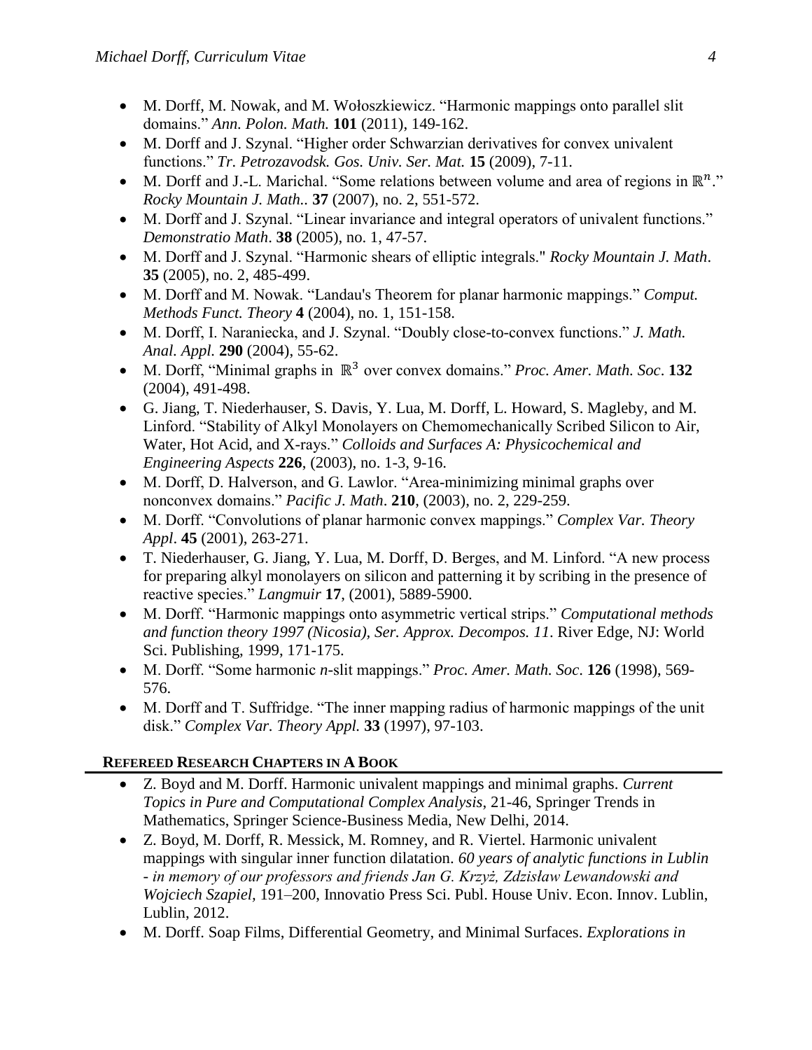- M. Dorff, M. Nowak, and M. Wołoszkiewicz. "Harmonic mappings onto parallel slit domains." *Ann. Polon. Math.* **101** (2011), 149-162.
- M. Dorff and J. Szynal. "Higher order Schwarzian derivatives for convex univalent functions." *Tr. Petrozavodsk. Gos. Univ. Ser. Mat.* **15** (2009), 7-11.
- M. Dorff and J.-L. Marichal. "Some relations between volume and area of regions in $\mathbb{R}^n$." *Rocky Mountain J. Math..* **37** (2007), no. 2, 551-572.
- M. Dorff and J. Szynal. "Linear invariance and integral operators of univalent functions." *Demonstratio Math*. **38** (2005), no. 1, 47-57.
- M. Dorff and J. Szynal. "Harmonic shears of elliptic integrals." *Rocky Mountain J. Math*. **35** (2005), no. 2, 485-499.
- M. Dorff and M. Nowak. "Landau's Theorem for planar harmonic mappings." *Comput. Methods Funct. Theory* **4** (2004), no. 1, 151-158.
- M. Dorff, I. Naraniecka, and J. Szynal. "Doubly close-to-convex functions." *J. Math. Anal. Appl.* **290** (2004), 55-62.
- M. Dorff, "Minimal graphs in $\mathbb{R}^3$ over convex domains." *Proc. Amer. Math. Soc*. **132** (2004), 491-498.
- G. Jiang, T. Niederhauser, S. Davis, Y. Lua, M. Dorff, L. Howard, S. Magleby, and M. Linford. "Stability of Alkyl Monolayers on Chemomechanically Scribed Silicon to Air, Water, Hot Acid, and X-rays." *Colloids and Surfaces A: Physicochemical and Engineering Aspects* **226**, (2003), no. 1-3, 9-16.
- M. Dorff, D. Halverson, and G. Lawlor. "Area-minimizing minimal graphs over nonconvex domains." *Pacific J. Math*. **210**, (2003), no. 2, 229-259.
- M. Dorff. "Convolutions of planar harmonic convex mappings." *Complex Var. Theory Appl*. **45** (2001), 263-271.
- T. Niederhauser, G. Jiang, Y. Lua, M. Dorff, D. Berges, and M. Linford. "A new process for preparing alkyl monolayers on silicon and patterning it by scribing in the presence of reactive species." *Langmuir* **17**, (2001), 5889-5900.
- M. Dorff. "Harmonic mappings onto asymmetric vertical strips." *Computational methods and function theory 1997 (Nicosia), Ser. Approx. Decompos. 11*. River Edge, NJ: World Sci. Publishing, 1999, 171-175.
- M. Dorff. "Some harmonic *n*-slit mappings." *Proc. Amer. Math. Soc.* **126** (1998), 569-576.
- M. Dorff and T. Suffridge. "The inner mapping radius of harmonic mappings of the unit disk." *Complex Var. Theory Appl.* **33** (1997), 97-103.

## Refereed Research Chapters in a Book

- Z. Boyd and M. Dorff. Harmonic univalent mappings and minimal graphs. *Current Topics in Pure and Computational Complex Analysis*, 21-46, Springer Trends in Mathematics, Springer Science-Business Media, New Delhi, 2014.
- Z. Boyd, M. Dorff, R. Messick, M. Romney, and R. Viertel. Harmonic univalent mappings with singular inner function dilatation. *60 years of analytic functions in Lublin - in memory of our professors and friends Jan G. Krzyż, Zdzisław Lewandowski and Wojciech Szapiel*, 191–200, Innovatio Press Sci. Publ. House Univ. Econ. Innov. Lublin, Lublin, 2012.
- M. Dorff. Soap Films, Differential Geometry, and Minimal Surfaces. *Explorations in*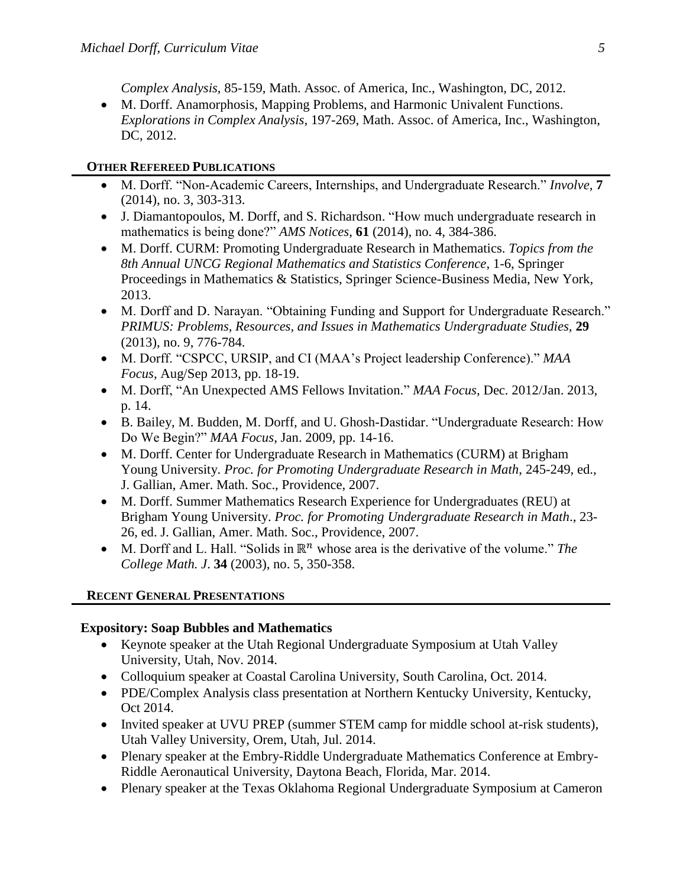*Complex Analysis*, 85-159, Math. Assoc. of America, Inc., Washington, DC, 2012.

- M. Dorff. Anamorphosis, Mapping Problems, and Harmonic Univalent Functions. *Explorations in Complex Analysis*, 197-269, Math. Assoc. of America, Inc., Washington, DC, 2012.

## Other Refereed Publications

- M. Dorff. "Non-Academic Careers, Internships, and Undergraduate Research." *Involve*, **7** (2014), no. 3, 303-313.
- J. Diamantopoulos, M. Dorff, and S. Richardson. "How much undergraduate research in mathematics is being done?" *AMS Notices*, **61** (2014), no. 4, 384-386.
- M. Dorff. CURM: Promoting Undergraduate Research in Mathematics. *Topics from the 8th Annual UNCG Regional Mathematics and Statistics Conference*, 1-6, Springer Proceedings in Mathematics & Statistics, Springer Science-Business Media, New York, 2013.
- M. Dorff and D. Narayan. "Obtaining Funding and Support for Undergraduate Research." *PRIMUS: Problems, Resources, and Issues in Mathematics Undergraduate Studies*, **29** (2013), no. 9, 776-784.
- M. Dorff. "CSPCC, URSIP, and CI (MAA's Project leadership Conference)." *MAA Focus*, Aug/Sep 2013, pp. 18-19.
- M. Dorff, "An Unexpected AMS Fellows Invitation." *MAA Focus*, Dec. 2012/Jan. 2013, p. 14.
- B. Bailey, M. Budden, M. Dorff, and U. Ghosh-Dastidar. "Undergraduate Research: How Do We Begin?" *MAA Focus*, Jan. 2009, pp. 14-16.
- M. Dorff. Center for Undergraduate Research in Mathematics (CURM) at Brigham Young University. *Proc. for Promoting Undergraduate Research in Math*, 245-249, ed., J. Gallian, Amer. Math. Soc., Providence, 2007.
- M. Dorff. Summer Mathematics Research Experience for Undergraduates (REU) at Brigham Young University. *Proc. for Promoting Undergraduate Research in Math*., 23-26, ed. J. Gallian, Amer. Math. Soc., Providence, 2007.
- M. Dorff and L. Hall. "Solids in $\mathbb{R}^n$ whose area is the derivative of the volume." *The College Math. J*. **34** (2003), no. 5, 350-358.

## Recent General Presentations

### Expository: Soap Bubbles and Mathematics

- Keynote speaker at the Utah Regional Undergraduate Symposium at Utah Valley University, Utah, Nov. 2014.
- Colloquium speaker at Coastal Carolina University, South Carolina, Oct. 2014.
- PDE/Complex Analysis class presentation at Northern Kentucky University, Kentucky, Oct 2014.
- Invited speaker at UVU PREP (summer STEM camp for middle school at-risk students), Utah Valley University, Orem, Utah, Jul. 2014.
- Plenary speaker at the Embry-Riddle Undergraduate Mathematics Conference at Embry-Riddle Aeronautical University, Daytona Beach, Florida, Mar. 2014.
- Plenary speaker at the Texas Oklahoma Regional Undergraduate Symposium at Cameron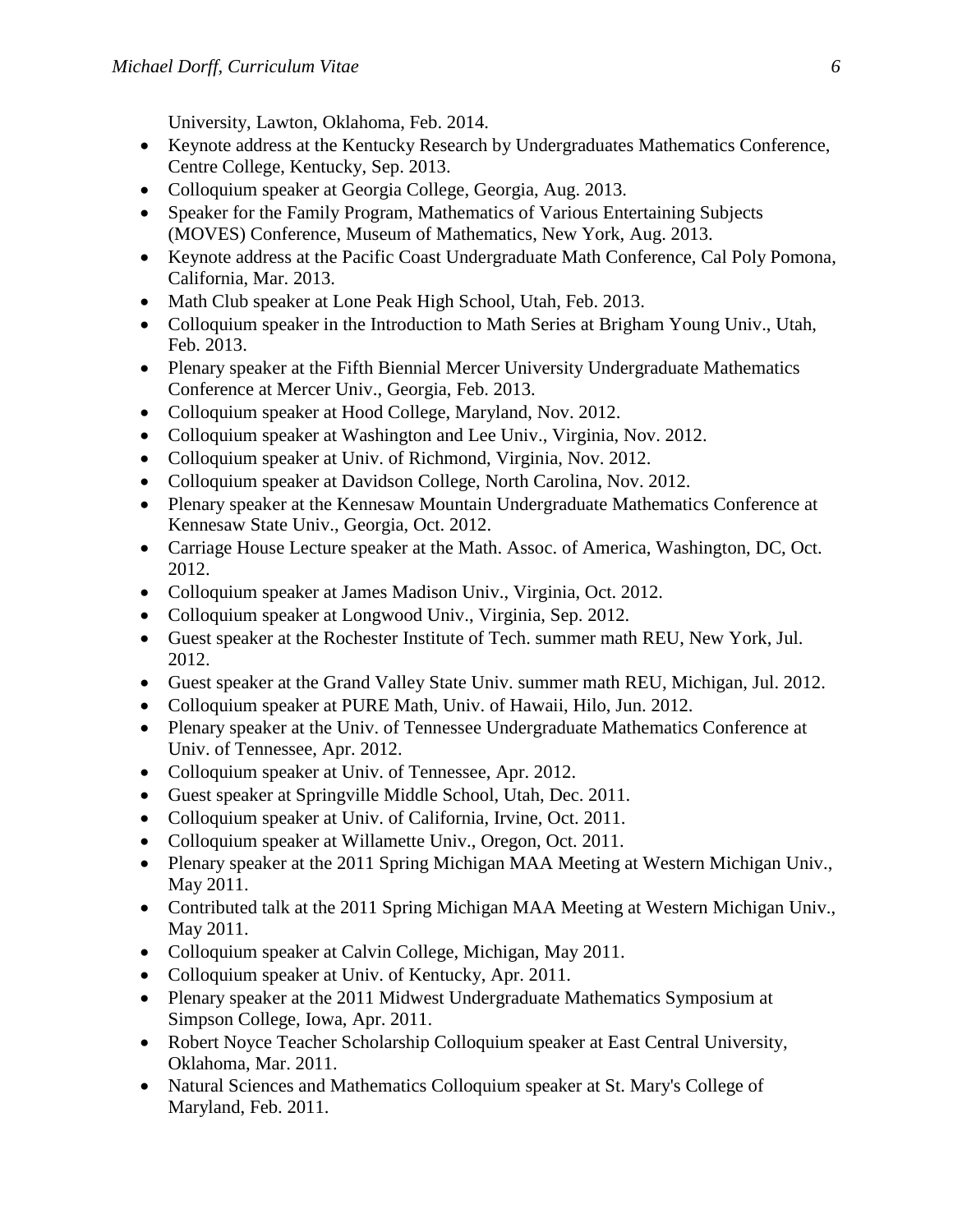University, Lawton, Oklahoma, Feb. 2014.

- Keynote address at the Kentucky Research by Undergraduates Mathematics Conference, Centre College, Kentucky, Sep. 2013.
- Colloquium speaker at Georgia College, Georgia, Aug. 2013.
- Speaker for the Family Program, Mathematics of Various Entertaining Subjects (MOVES) Conference, Museum of Mathematics, New York, Aug. 2013.
- Keynote address at the Pacific Coast Undergraduate Math Conference, Cal Poly Pomona, California, Mar. 2013.
- Math Club speaker at Lone Peak High School, Utah, Feb. 2013.
- Colloquium speaker in the Introduction to Math Series at Brigham Young Univ., Utah, Feb. 2013.
- Plenary speaker at the Fifth Biennial Mercer University Undergraduate Mathematics Conference at Mercer Univ., Georgia, Feb. 2013.
- Colloquium speaker at Hood College, Maryland, Nov. 2012.
- Colloquium speaker at Washington and Lee Univ., Virginia, Nov. 2012.
- Colloquium speaker at Univ. of Richmond, Virginia, Nov. 2012.
- Colloquium speaker at Davidson College, North Carolina, Nov. 2012.
- Plenary speaker at the Kennesaw Mountain Undergraduate Mathematics Conference at Kennesaw State Univ., Georgia, Oct. 2012.
- Carriage House Lecture speaker at the Math. Assoc. of America, Washington, DC, Oct. 2012.
- Colloquium speaker at James Madison Univ., Virginia, Oct. 2012.
- Colloquium speaker at Longwood Univ., Virginia, Sep. 2012.
- Guest speaker at the Rochester Institute of Tech. summer math REU, New York, Jul. 2012.
- Guest speaker at the Grand Valley State Univ. summer math REU, Michigan, Jul. 2012.
- Colloquium speaker at PURE Math, Univ. of Hawaii, Hilo, Jun. 2012.
- Plenary speaker at the Univ. of Tennessee Undergraduate Mathematics Conference at Univ. of Tennessee, Apr. 2012.
- Colloquium speaker at Univ. of Tennessee, Apr. 2012.
- Guest speaker at Springville Middle School, Utah, Dec. 2011.
- Colloquium speaker at Univ. of California, Irvine, Oct. 2011.
- Colloquium speaker at Willamette Univ., Oregon, Oct. 2011.
- Plenary speaker at the 2011 Spring Michigan MAA Meeting at Western Michigan Univ., May 2011.
- Contributed talk at the 2011 Spring Michigan MAA Meeting at Western Michigan Univ., May 2011.
- Colloquium speaker at Calvin College, Michigan, May 2011.
- Colloquium speaker at Univ. of Kentucky, Apr. 2011.
- Plenary speaker at the 2011 Midwest Undergraduate Mathematics Symposium at Simpson College, Iowa, Apr. 2011.
- Robert Noyce Teacher Scholarship Colloquium speaker at East Central University, Oklahoma, Mar. 2011.
- Natural Sciences and Mathematics Colloquium speaker at St. Mary's College of Maryland, Feb. 2011.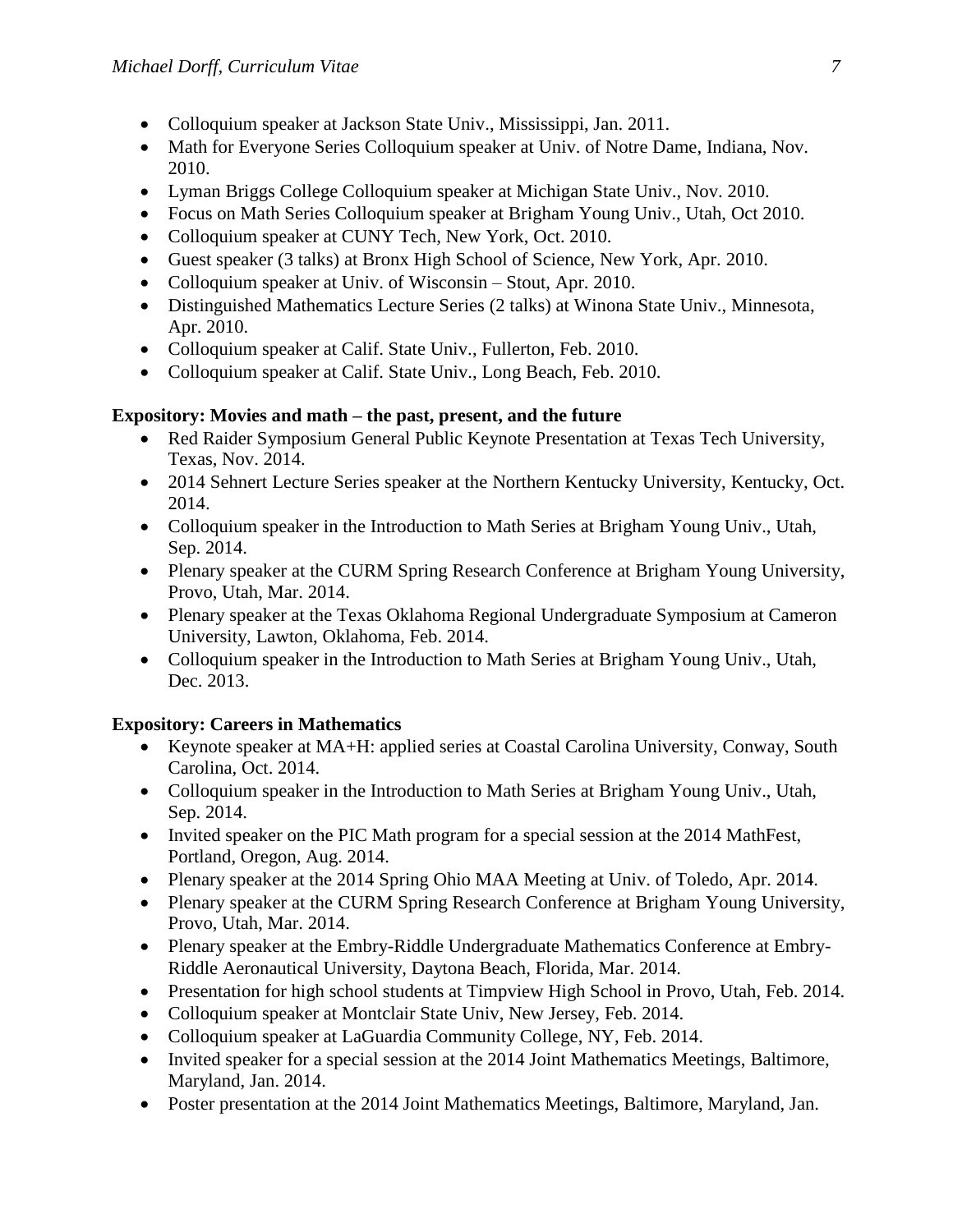- Colloquium speaker at Jackson State Univ., Mississippi, Jan. 2011.
- Math for Everyone Series Colloquium speaker at Univ. of Notre Dame, Indiana, Nov. 2010.
- Lyman Briggs College Colloquium speaker at Michigan State Univ., Nov. 2010.
- Focus on Math Series Colloquium speaker at Brigham Young Univ., Utah, Oct 2010.
- Colloquium speaker at CUNY Tech, New York, Oct. 2010.
- Guest speaker (3 talks) at Bronx High School of Science, New York, Apr. 2010.
- Colloquium speaker at Univ. of Wisconsin – Stout, Apr. 2010.
- Distinguished Mathematics Lecture Series (2 talks) at Winona State Univ., Minnesota, Apr. 2010.
- Colloquium speaker at Calif. State Univ., Fullerton, Feb. 2010.
- Colloquium speaker at Calif. State Univ., Long Beach, Feb. 2010.

**Expository: Movies and math – the past, present, and the future**

- Red Raider Symposium General Public Keynote Presentation at Texas Tech University, Texas, Nov. 2014.
- 2014 Sehnert Lecture Series speaker at the Northern Kentucky University, Kentucky, Oct. 2014.
- Colloquium speaker in the Introduction to Math Series at Brigham Young Univ., Utah, Sep. 2014.
- Plenary speaker at the CURM Spring Research Conference at Brigham Young University, Provo, Utah, Mar. 2014.
- Plenary speaker at the Texas Oklahoma Regional Undergraduate Symposium at Cameron University, Lawton, Oklahoma, Feb. 2014.
- Colloquium speaker in the Introduction to Math Series at Brigham Young Univ., Utah, Dec. 2013.

**Expository: Careers in Mathematics**

- Keynote speaker at MA+H: applied series at Coastal Carolina University, Conway, South Carolina, Oct. 2014.
- Colloquium speaker in the Introduction to Math Series at Brigham Young Univ., Utah, Sep. 2014.
- Invited speaker on the PIC Math program for a special session at the 2014 MathFest, Portland, Oregon, Aug. 2014.
- Plenary speaker at the 2014 Spring Ohio MAA Meeting at Univ. of Toledo, Apr. 2014.
- Plenary speaker at the CURM Spring Research Conference at Brigham Young University, Provo, Utah, Mar. 2014.
- Plenary speaker at the Embry-Riddle Undergraduate Mathematics Conference at Embry-Riddle Aeronautical University, Daytona Beach, Florida, Mar. 2014.
- Presentation for high school students at Timpview High School in Provo, Utah, Feb. 2014.
- Colloquium speaker at Montclair State Univ, New Jersey, Feb. 2014.
- Colloquium speaker at LaGuardia Community College, NY, Feb. 2014.
- Invited speaker for a special session at the 2014 Joint Mathematics Meetings, Baltimore, Maryland, Jan. 2014.
- Poster presentation at the 2014 Joint Mathematics Meetings, Baltimore, Maryland, Jan.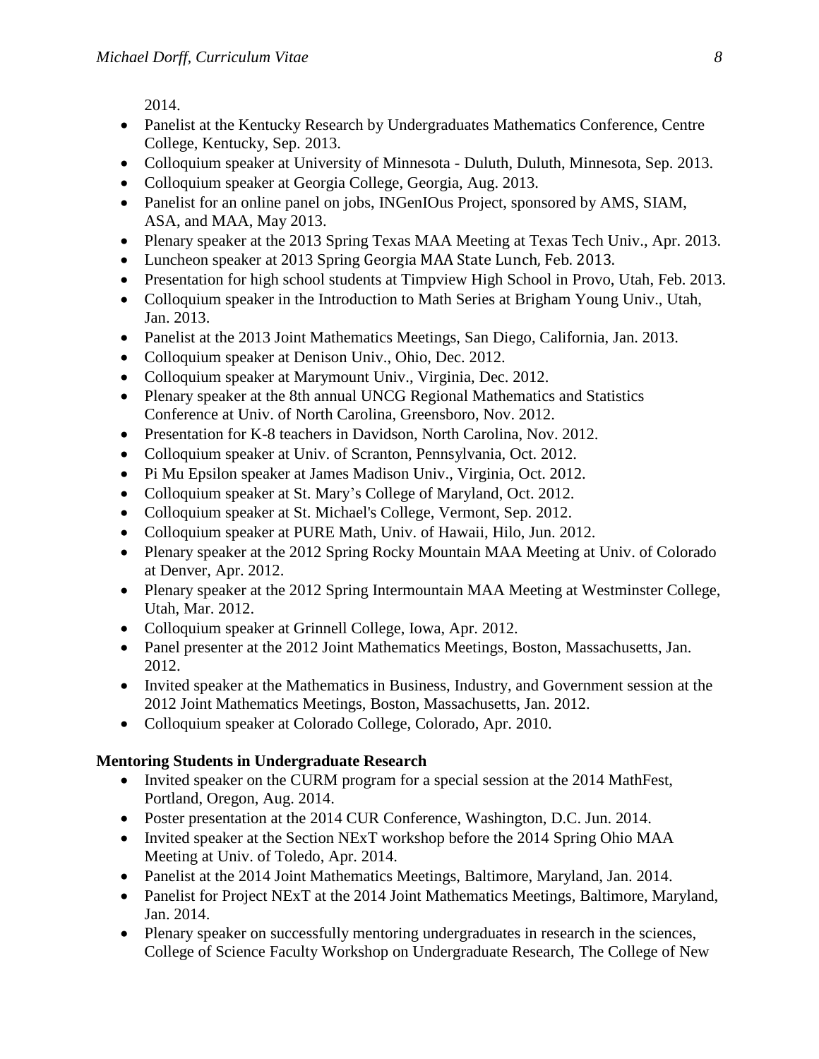2014.

- Panelist at the Kentucky Research by Undergraduates Mathematics Conference, Centre College, Kentucky, Sep. 2013.
- Colloquium speaker at University of Minnesota - Duluth, Duluth, Minnesota, Sep. 2013.
- Colloquium speaker at Georgia College, Georgia, Aug. 2013.
- Panelist for an online panel on jobs, INGenIOus Project, sponsored by AMS, SIAM, ASA, and MAA, May 2013.
- Plenary speaker at the 2013 Spring Texas MAA Meeting at Texas Tech Univ., Apr. 2013.
- Luncheon speaker at 2013 Spring Georgia MAA State Lunch, Feb. 2013.
- Presentation for high school students at Timpview High School in Provo, Utah, Feb. 2013.
- Colloquium speaker in the Introduction to Math Series at Brigham Young Univ., Utah, Jan. 2013.
- Panelist at the 2013 Joint Mathematics Meetings, San Diego, California, Jan. 2013.
- Colloquium speaker at Denison Univ., Ohio, Dec. 2012.
- Colloquium speaker at Marymount Univ., Virginia, Dec. 2012.
- Plenary speaker at the 8th annual UNCG Regional Mathematics and Statistics Conference at Univ. of North Carolina, Greensboro, Nov. 2012.
- Presentation for K-8 teachers in Davidson, North Carolina, Nov. 2012.
- Colloquium speaker at Univ. of Scranton, Pennsylvania, Oct. 2012.
- Pi Mu Epsilon speaker at James Madison Univ., Virginia, Oct. 2012.
- Colloquium speaker at St. Mary's College of Maryland, Oct. 2012.
- Colloquium speaker at St. Michael's College, Vermont, Sep. 2012.
- Colloquium speaker at PURE Math, Univ. of Hawaii, Hilo, Jun. 2012.
- Plenary speaker at the 2012 Spring Rocky Mountain MAA Meeting at Univ. of Colorado at Denver, Apr. 2012.
- Plenary speaker at the 2012 Spring Intermountain MAA Meeting at Westminster College, Utah, Mar. 2012.
- Colloquium speaker at Grinnell College, Iowa, Apr. 2012.
- Panel presenter at the 2012 Joint Mathematics Meetings, Boston, Massachusetts, Jan. 2012.
- Invited speaker at the Mathematics in Business, Industry, and Government session at the 2012 Joint Mathematics Meetings, Boston, Massachusetts, Jan. 2012.
- Colloquium speaker at Colorado College, Colorado, Apr. 2010.

**Mentoring Students in Undergraduate Research**

- Invited speaker on the CURM program for a special session at the 2014 MathFest, Portland, Oregon, Aug. 2014.
- Poster presentation at the 2014 CUR Conference, Washington, D.C. Jun. 2014.
- Invited speaker at the Section NExT workshop before the 2014 Spring Ohio MAA Meeting at Univ. of Toledo, Apr. 2014.
- Panelist at the 2014 Joint Mathematics Meetings, Baltimore, Maryland, Jan. 2014.
- Panelist for Project NExT at the 2014 Joint Mathematics Meetings, Baltimore, Maryland, Jan. 2014.
- Plenary speaker on successfully mentoring undergraduates in research in the sciences, College of Science Faculty Workshop on Undergraduate Research, The College of New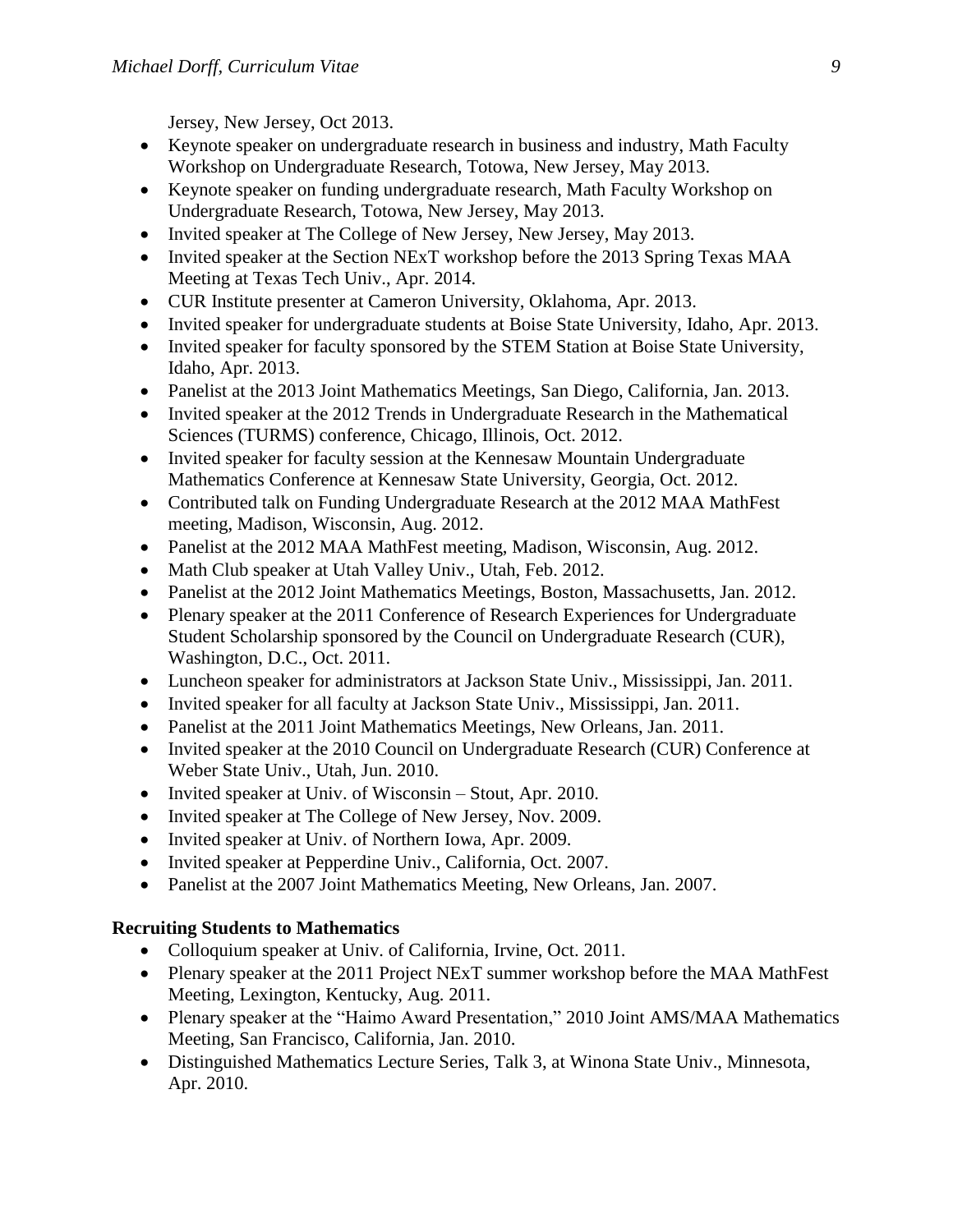Jersey, New Jersey, Oct 2013.

- Keynote speaker on undergraduate research in business and industry, Math Faculty Workshop on Undergraduate Research, Totowa, New Jersey, May 2013.
- Keynote speaker on funding undergraduate research, Math Faculty Workshop on Undergraduate Research, Totowa, New Jersey, May 2013.
- Invited speaker at The College of New Jersey, New Jersey, May 2013.
- Invited speaker at the Section NExT workshop before the 2013 Spring Texas MAA Meeting at Texas Tech Univ., Apr. 2014.
- CUR Institute presenter at Cameron University, Oklahoma, Apr. 2013.
- Invited speaker for undergraduate students at Boise State University, Idaho, Apr. 2013.
- Invited speaker for faculty sponsored by the STEM Station at Boise State University, Idaho, Apr. 2013.
- Panelist at the 2013 Joint Mathematics Meetings, San Diego, California, Jan. 2013.
- Invited speaker at the 2012 Trends in Undergraduate Research in the Mathematical Sciences (TURMS) conference, Chicago, Illinois, Oct. 2012.
- Invited speaker for faculty session at the Kennesaw Mountain Undergraduate Mathematics Conference at Kennesaw State University, Georgia, Oct. 2012.
- Contributed talk on Funding Undergraduate Research at the 2012 MAA MathFest meeting, Madison, Wisconsin, Aug. 2012.
- Panelist at the 2012 MAA MathFest meeting, Madison, Wisconsin, Aug. 2012.
- Math Club speaker at Utah Valley Univ., Utah, Feb. 2012.
- Panelist at the 2012 Joint Mathematics Meetings, Boston, Massachusetts, Jan. 2012.
- Plenary speaker at the 2011 Conference of Research Experiences for Undergraduate Student Scholarship sponsored by the Council on Undergraduate Research (CUR), Washington, D.C., Oct. 2011.
- Luncheon speaker for administrators at Jackson State Univ., Mississippi, Jan. 2011.
- Invited speaker for all faculty at Jackson State Univ., Mississippi, Jan. 2011.
- Panelist at the 2011 Joint Mathematics Meetings, New Orleans, Jan. 2011.
- Invited speaker at the 2010 Council on Undergraduate Research (CUR) Conference at Weber State Univ., Utah, Jun. 2010.
- Invited speaker at Univ. of Wisconsin – Stout, Apr. 2010.
- Invited speaker at The College of New Jersey, Nov. 2009.
- Invited speaker at Univ. of Northern Iowa, Apr. 2009.
- Invited speaker at Pepperdine Univ., California, Oct. 2007.
- Panelist at the 2007 Joint Mathematics Meeting, New Orleans, Jan. 2007.

**Recruiting Students to Mathematics**

- Colloquium speaker at Univ. of California, Irvine, Oct. 2011.
- Plenary speaker at the 2011 Project NExT summer workshop before the MAA MathFest Meeting, Lexington, Kentucky, Aug. 2011.
- Plenary speaker at the "Haimo Award Presentation," 2010 Joint AMS/MAA Mathematics Meeting, San Francisco, California, Jan. 2010.
- Distinguished Mathematics Lecture Series, Talk 3, at Winona State Univ., Minnesota, Apr. 2010.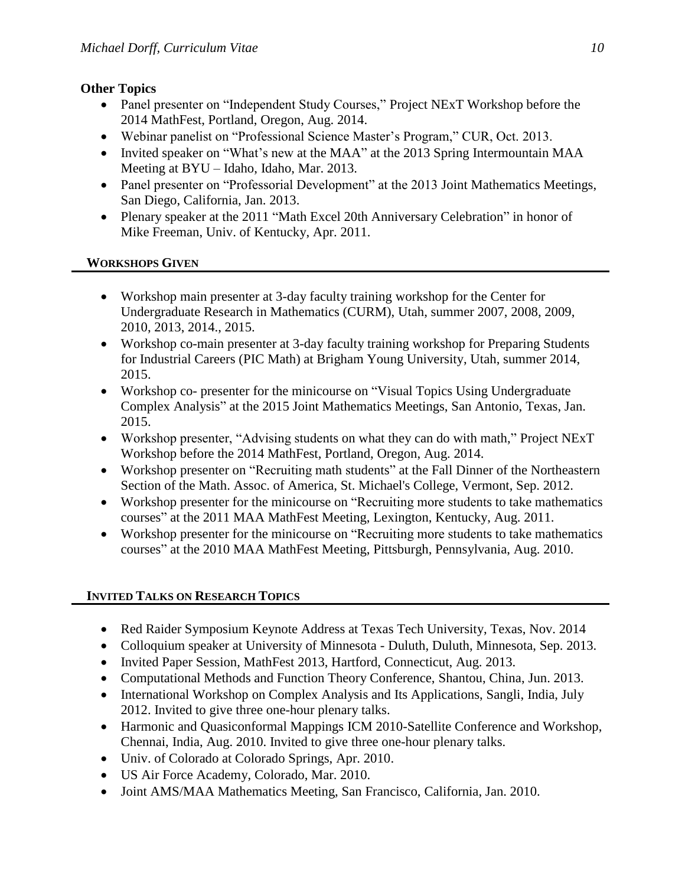**Other Topics**

- Panel presenter on "Independent Study Courses," Project NExT Workshop before the 2014 MathFest, Portland, Oregon, Aug. 2014.
- Webinar panelist on "Professional Science Master's Program," CUR, Oct. 2013.
- Invited speaker on "What's new at the MAA" at the 2013 Spring Intermountain MAA Meeting at BYU – Idaho, Idaho, Mar. 2013.
- Panel presenter on "Professorial Development" at the 2013 Joint Mathematics Meetings, San Diego, California, Jan. 2013.
- Plenary speaker at the 2011 "Math Excel 20th Anniversary Celebration" in honor of Mike Freeman, Univ. of Kentucky, Apr. 2011.

## WORKSHOPS GIVEN

- Workshop main presenter at 3-day faculty training workshop for the Center for Undergraduate Research in Mathematics (CURM), Utah, summer 2007, 2008, 2009, 2010, 2013, 2014., 2015.
- Workshop co-main presenter at 3-day faculty training workshop for Preparing Students for Industrial Careers (PIC Math) at Brigham Young University, Utah, summer 2014, 2015.
- Workshop co- presenter for the minicourse on "Visual Topics Using Undergraduate Complex Analysis" at the 2015 Joint Mathematics Meetings, San Antonio, Texas, Jan. 2015.
- Workshop presenter, "Advising students on what they can do with math," Project NExT Workshop before the 2014 MathFest, Portland, Oregon, Aug. 2014.
- Workshop presenter on "Recruiting math students" at the Fall Dinner of the Northeastern Section of the Math. Assoc. of America, St. Michael's College, Vermont, Sep. 2012.
- Workshop presenter for the minicourse on "Recruiting more students to take mathematics courses" at the 2011 MAA MathFest Meeting, Lexington, Kentucky, Aug. 2011.
- Workshop presenter for the minicourse on "Recruiting more students to take mathematics courses" at the 2010 MAA MathFest Meeting, Pittsburgh, Pennsylvania, Aug. 2010.

## INVITED TALKS ON RESEARCH TOPICS

- Red Raider Symposium Keynote Address at Texas Tech University, Texas, Nov. 2014
- Colloquium speaker at University of Minnesota - Duluth, Duluth, Minnesota, Sep. 2013.
- Invited Paper Session, MathFest 2013, Hartford, Connecticut, Aug. 2013.
- Computational Methods and Function Theory Conference, Shantou, China, Jun. 2013.
- International Workshop on Complex Analysis and Its Applications, Sangli, India, July 2012. Invited to give three one-hour plenary talks.
- Harmonic and Quasiconformal Mappings ICM 2010-Satellite Conference and Workshop, Chennai, India, Aug. 2010. Invited to give three one-hour plenary talks.
- Univ. of Colorado at Colorado Springs, Apr. 2010.
- US Air Force Academy, Colorado, Mar. 2010.
- Joint AMS/MAA Mathematics Meeting, San Francisco, California, Jan. 2010.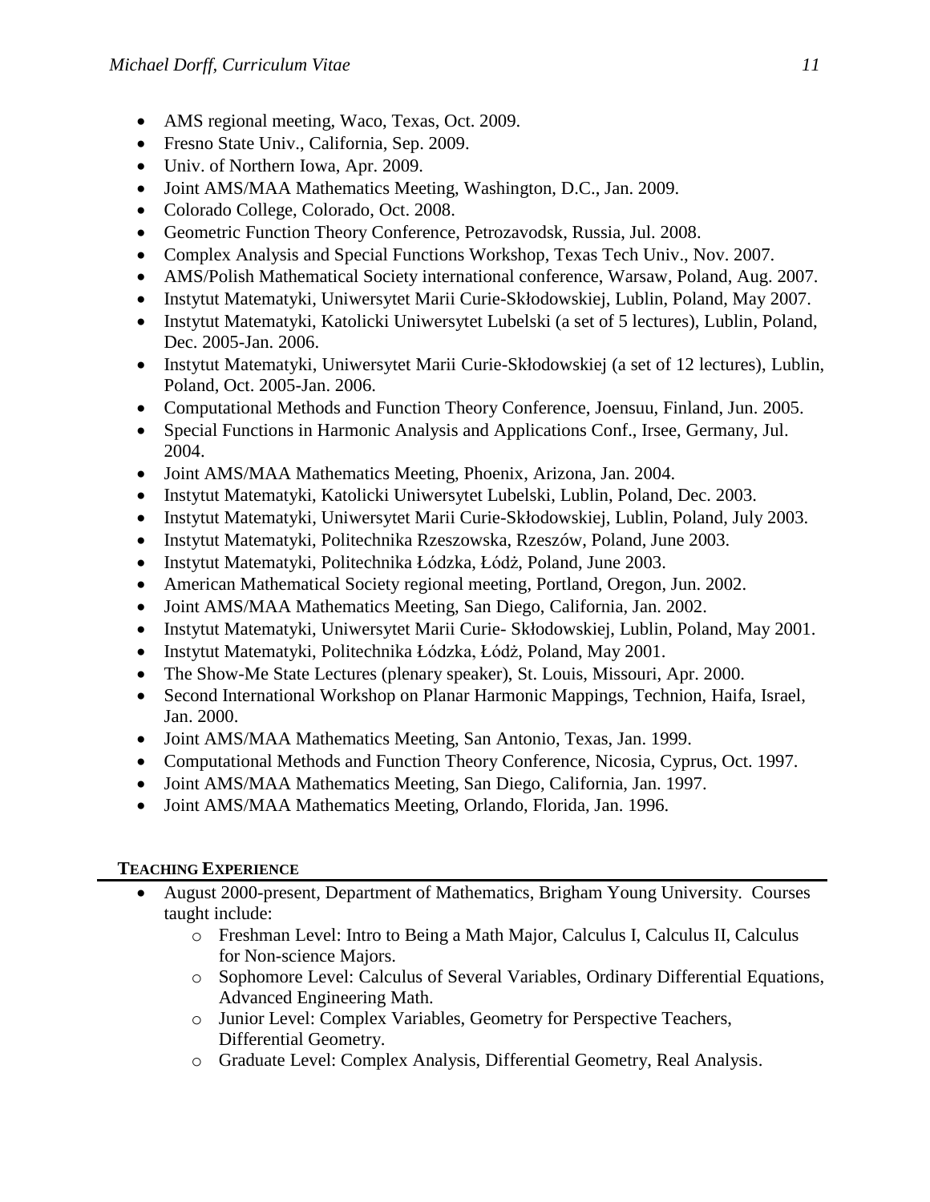- AMS regional meeting, Waco, Texas, Oct. 2009.
- Fresno State Univ., California, Sep. 2009.
- Univ. of Northern Iowa, Apr. 2009.
- Joint AMS/MAA Mathematics Meeting, Washington, D.C., Jan. 2009.
- Colorado College, Colorado, Oct. 2008.
- Geometric Function Theory Conference, Petrozavodsk, Russia, Jul. 2008.
- Complex Analysis and Special Functions Workshop, Texas Tech Univ., Nov. 2007.
- AMS/Polish Mathematical Society international conference, Warsaw, Poland, Aug. 2007.
- Instytut Matematyki, Uniwersytet Marii Curie-Skłodowskiej, Lublin, Poland, May 2007.
- Instytut Matematyki, Katolicki Uniwersytet Lubelski (a set of 5 lectures), Lublin, Poland, Dec. 2005-Jan. 2006.
- Instytut Matematyki, Uniwersytet Marii Curie-Skłodowskiej (a set of 12 lectures), Lublin, Poland, Oct. 2005-Jan. 2006.
- Computational Methods and Function Theory Conference, Joensuu, Finland, Jun. 2005.
- Special Functions in Harmonic Analysis and Applications Conf., Irsee, Germany, Jul. 2004.
- Joint AMS/MAA Mathematics Meeting, Phoenix, Arizona, Jan. 2004.
- Instytut Matematyki, Katolicki Uniwersytet Lubelski, Lublin, Poland, Dec. 2003.
- Instytut Matematyki, Uniwersytet Marii Curie-Skłodowskiej, Lublin, Poland, July 2003.
- Instytut Matematyki, Politechnika Rzeszowska, Rzeszów, Poland, June 2003.
- Instytut Matematyki, Politechnika Łódzka, Łódż, Poland, June 2003.
- American Mathematical Society regional meeting, Portland, Oregon, Jun. 2002.
- Joint AMS/MAA Mathematics Meeting, San Diego, California, Jan. 2002.
- Instytut Matematyki, Uniwersytet Marii Curie- Skłodowskiej, Lublin, Poland, May 2001.
- Instytut Matematyki, Politechnika Łódzka, Łódż, Poland, May 2001.
- The Show-Me State Lectures (plenary speaker), St. Louis, Missouri, Apr. 2000.
- Second International Workshop on Planar Harmonic Mappings, Technion, Haifa, Israel, Jan. 2000.
- Joint AMS/MAA Mathematics Meeting, San Antonio, Texas, Jan. 1999.
- Computational Methods and Function Theory Conference, Nicosia, Cyprus, Oct. 1997.
- Joint AMS/MAA Mathematics Meeting, San Diego, California, Jan. 1997.
- Joint AMS/MAA Mathematics Meeting, Orlando, Florida, Jan. 1996.

## TEACHING EXPERIENCE

- August 2000-present, Department of Mathematics, Brigham Young University. Courses taught include:
  - Freshman Level: Intro to Being a Math Major, Calculus I, Calculus II, Calculus for Non-science Majors.
  - Sophomore Level: Calculus of Several Variables, Ordinary Differential Equations, Advanced Engineering Math.
  - Junior Level: Complex Variables, Geometry for Perspective Teachers, Differential Geometry.
  - Graduate Level: Complex Analysis, Differential Geometry, Real Analysis.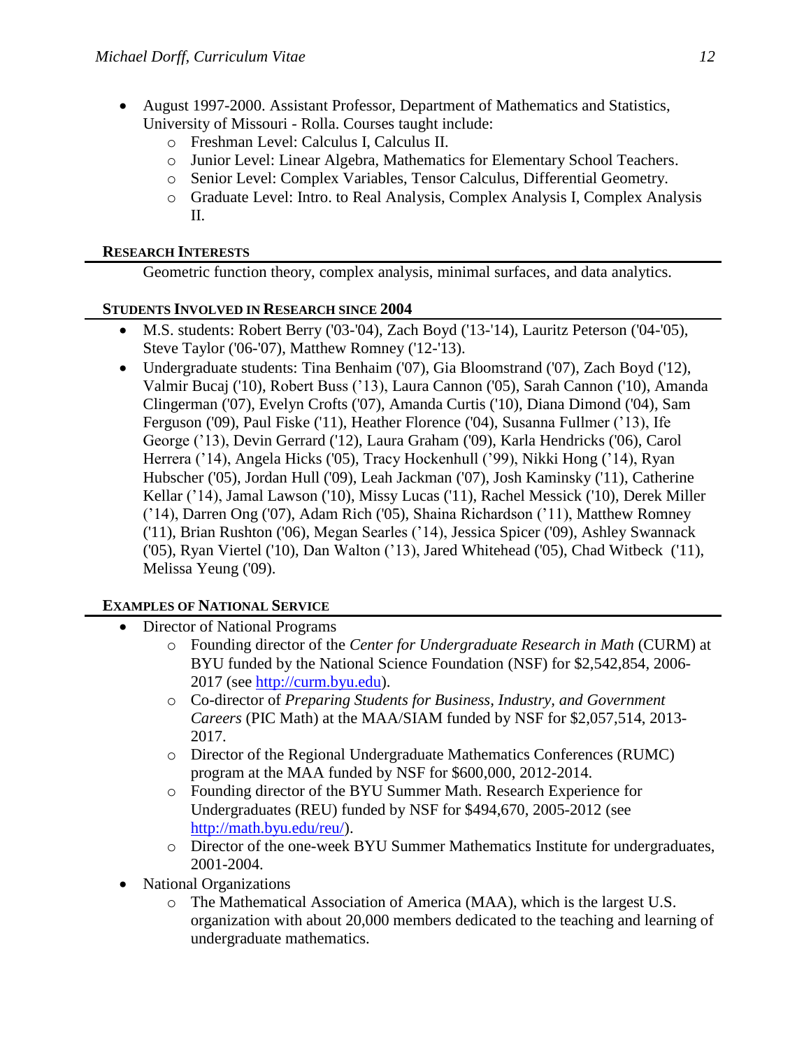- August 1997-2000. Assistant Professor, Department of Mathematics and Statistics, University of Missouri - Rolla. Courses taught include:
  - Freshman Level: Calculus I, Calculus II.
  - Junior Level: Linear Algebra, Mathematics for Elementary School Teachers.
  - Senior Level: Complex Variables, Tensor Calculus, Differential Geometry.
  - Graduate Level: Intro. to Real Analysis, Complex Analysis I, Complex Analysis II.

## RESEARCH INTERESTS

Geometric function theory, complex analysis, minimal surfaces, and data analytics.

## STUDENTS INVOLVED IN RESEARCH SINCE 2004

- M.S. students: Robert Berry ('03-'04), Zach Boyd ('13-'14), Lauritz Peterson ('04-'05), Steve Taylor ('06-'07), Matthew Romney ('12-'13).
- Undergraduate students: Tina Benhaim ('07), Gia Bloomstrand ('07), Zach Boyd ('12), Valmir Bucaj ('10), Robert Buss ('13), Laura Cannon ('05), Sarah Cannon ('10), Amanda Clingerman ('07), Evelyn Crofts ('07), Amanda Curtis ('10), Diana Dimond ('04), Sam Ferguson ('09), Paul Fiske ('11), Heather Florence ('04), Susanna Fullmer ('13), Ife George ('13), Devin Gerrard ('12), Laura Graham ('09), Karla Hendricks ('06), Carol Herrera ('14), Angela Hicks ('05), Tracy Hockenhull ('99), Nikki Hong ('14), Ryan Hubscher ('05), Jordan Hull ('09), Leah Jackman ('07), Josh Kaminsky ('11), Catherine Kellar ('14), Jamal Lawson ('10), Missy Lucas ('11), Rachel Messick ('10), Derek Miller ('14), Darren Ong ('07), Adam Rich ('05), Shaina Richardson ('11), Matthew Romney ('11), Brian Rushton ('06), Megan Searles ('14), Jessica Spicer ('09), Ashley Swannack ('05), Ryan Viertel ('10), Dan Walton ('13), Jared Whitehead ('05), Chad Witbeck ('11), Melissa Yeung ('09).

## EXAMPLES OF NATIONAL SERVICE

- Director of National Programs
  - Founding director of the *Center for Undergraduate Research in Math* (CURM) at BYU funded by the National Science Foundation (NSF) for $2,542,854, 2006-2017 (see http://curm.byu.edu).
  - Co-director of *Preparing Students for Business, Industry, and Government Careers* (PIC Math) at the MAA/SIAM funded by NSF for $2,057,514, 2013-2017.
  - Director of the Regional Undergraduate Mathematics Conferences (RUMC) program at the MAA funded by NSF for $600,000, 2012-2014.
  - Founding director of the BYU Summer Math. Research Experience for Undergraduates (REU) funded by NSF for $494,670, 2005-2012 (see http://math.byu.edu/reu/).
  - Director of the one-week BYU Summer Mathematics Institute for undergraduates, 2001-2004.
- National Organizations
  - The Mathematical Association of America (MAA), which is the largest U.S. organization with about 20,000 members dedicated to the teaching and learning of undergraduate mathematics.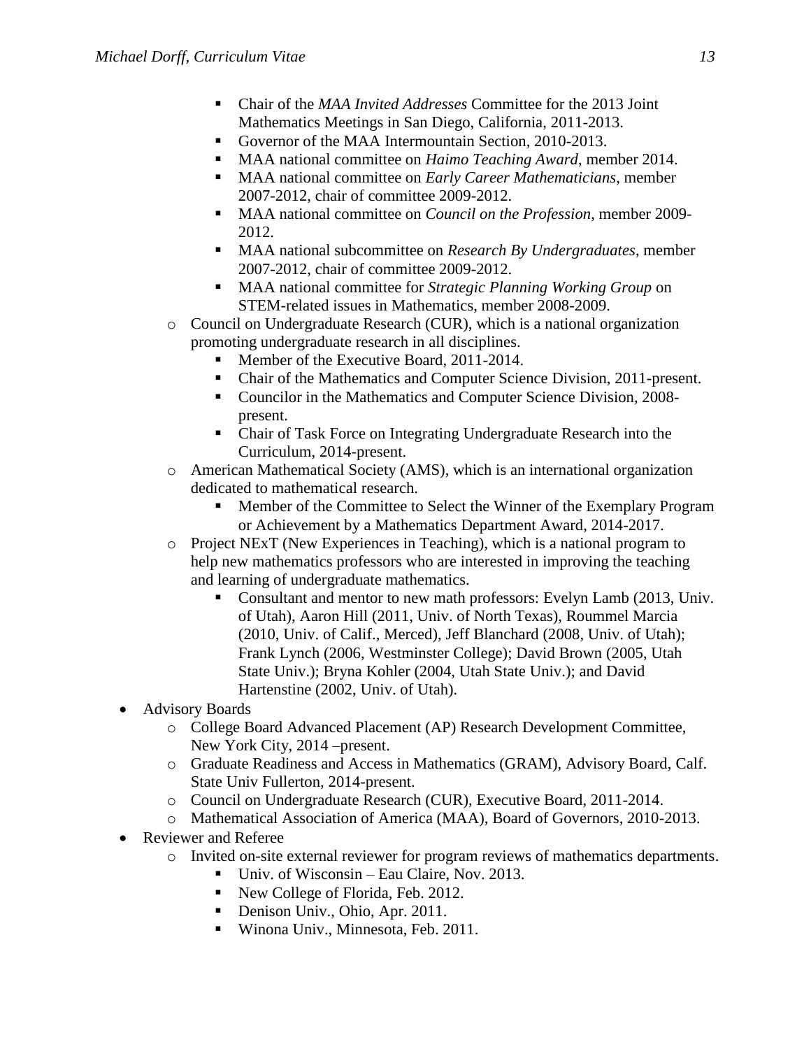- Chair of the *MAA Invited Addresses* Committee for the 2013 Joint Mathematics Meetings in San Diego, California, 2011-2013.
        - Governor of the MAA Intermountain Section, 2010-2013.
        - MAA national committee on *Haimo Teaching Award*, member 2014.
        - MAA national committee on *Early Career Mathematicians*, member 2007-2012, chair of committee 2009-2012.
        - MAA national committee on *Council on the Profession,* member 2009-2012.
        - MAA national subcommittee on *Research By Undergraduates*, member 2007-2012, chair of committee 2009-2012.
        - MAA national committee for *Strategic Planning Working Group* on STEM-related issues in Mathematics, member 2008-2009.
    - Council on Undergraduate Research (CUR), which is a national organization promoting undergraduate research in all disciplines.
        - Member of the Executive Board, 2011-2014.
        - Chair of the Mathematics and Computer Science Division, 2011-present.
        - Councilor in the Mathematics and Computer Science Division, 2008-present.
        - Chair of Task Force on Integrating Undergraduate Research into the Curriculum, 2014-present.
    - American Mathematical Society (AMS), which is an international organization dedicated to mathematical research.
        - Member of the Committee to Select the Winner of the Exemplary Program or Achievement by a Mathematics Department Award, 2014-2017.
    - Project NExT (New Experiences in Teaching), which is a national program to help new mathematics professors who are interested in improving the teaching and learning of undergraduate mathematics.
        - Consultant and mentor to new math professors: Evelyn Lamb (2013, Univ. of Utah), Aaron Hill (2011, Univ. of North Texas), Roummel Marcia (2010, Univ. of Calif., Merced), Jeff Blanchard (2008, Univ. of Utah); Frank Lynch (2006, Westminster College); David Brown (2005, Utah State Univ.); Bryna Kohler (2004, Utah State Univ.); and David Hartenstine (2002, Univ. of Utah).
- Advisory Boards
    - College Board Advanced Placement (AP) Research Development Committee, New York City, 2014 –present.
    - Graduate Readiness and Access in Mathematics (GRAM), Advisory Board, Calf. State Univ Fullerton, 2014-present.
    - Council on Undergraduate Research (CUR), Executive Board, 2011-2014.
    - Mathematical Association of America (MAA), Board of Governors, 2010-2013.
- Reviewer and Referee
    - Invited on-site external reviewer for program reviews of mathematics departments.
        - Univ. of Wisconsin – Eau Claire, Nov. 2013.
        - New College of Florida, Feb. 2012.
        - Denison Univ., Ohio, Apr. 2011.
        - Winona Univ., Minnesota, Feb. 2011.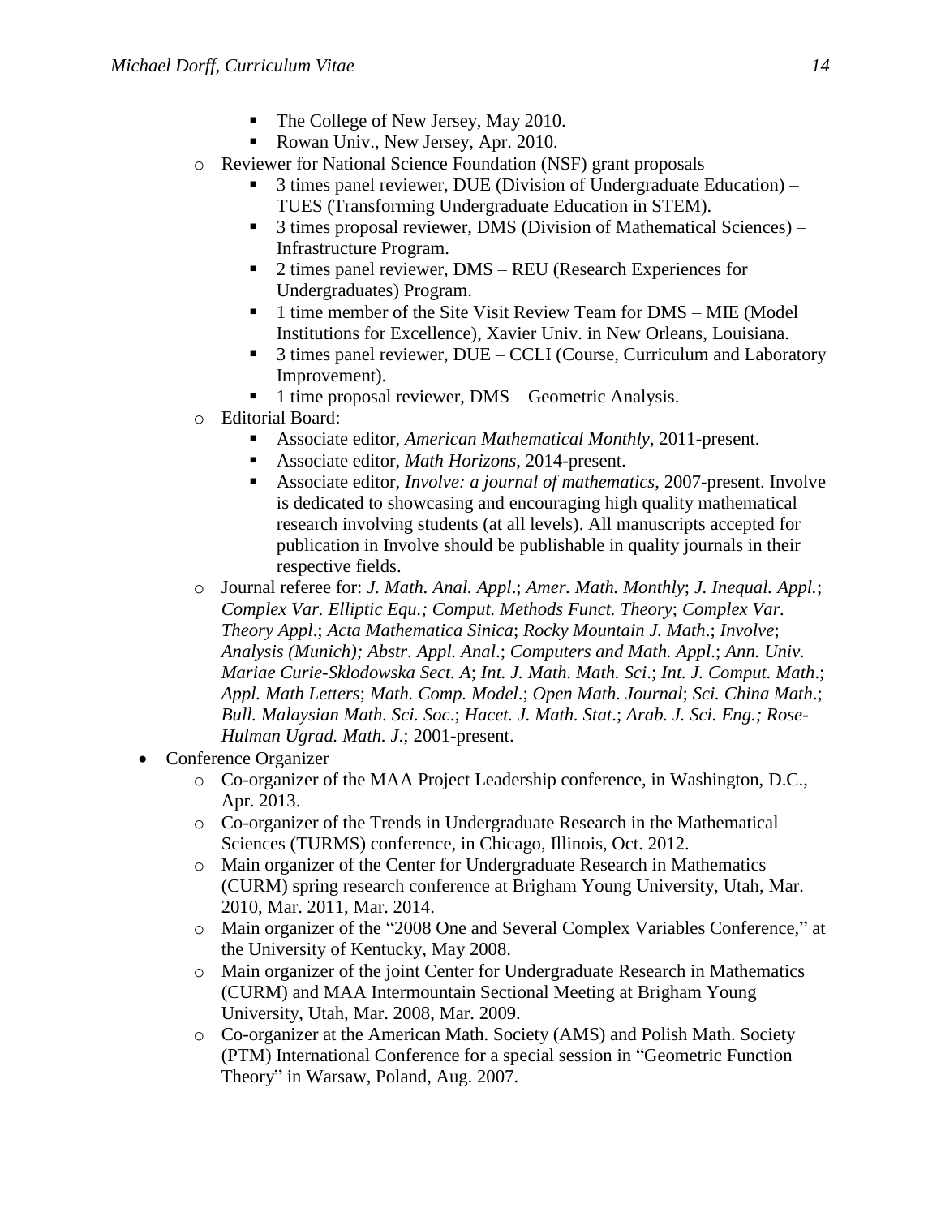- The College of New Jersey, May 2010.
        - Rowan Univ., New Jersey, Apr. 2010.
    - Reviewer for National Science Foundation (NSF) grant proposals
        - 3 times panel reviewer, DUE (Division of Undergraduate Education) – TUES (Transforming Undergraduate Education in STEM).
        - 3 times proposal reviewer, DMS (Division of Mathematical Sciences) – Infrastructure Program.
        - 2 times panel reviewer, DMS – REU (Research Experiences for Undergraduates) Program.
        - 1 time member of the Site Visit Review Team for DMS – MIE (Model Institutions for Excellence), Xavier Univ. in New Orleans, Louisiana.
        - 3 times panel reviewer, DUE – CCLI (Course, Curriculum and Laboratory Improvement).
        - 1 time proposal reviewer, DMS – Geometric Analysis.
    - Editorial Board:
        - Associate editor, *American Mathematical Monthly*, 2011-present.
        - Associate editor, *Math Horizons*, 2014-present.
        - Associate editor, *Involve: a journal of mathematics*, 2007-present. Involve is dedicated to showcasing and encouraging high quality mathematical research involving students (at all levels). All manuscripts accepted for publication in Involve should be publishable in quality journals in their respective fields.
    - Journal referee for: *J. Math. Anal. Appl*.; *Amer. Math. Monthly*; *J. Inequal. Appl.*; *Complex Var. Elliptic Equ.; Comput. Methods Funct. Theory*; *Complex Var. Theory Appl*.; *Acta Mathematica Sinica*; *Rocky Mountain J. Math*.; *Involve*; *Analysis (Munich); Abstr. Appl. Anal*.; *Computers and Math. Appl*.; *Ann. Univ. Mariae Curie-Sklodowska Sect. A*; *Int. J. Math. Math. Sci*.; *Int. J. Comput. Math*.; *Appl. Math Letters*; *Math. Comp. Model*.; *Open Math. Journal*; *Sci. China Math*.; *Bull. Malaysian Math. Sci. Soc*.; *Hacet. J. Math. Stat*.; *Arab. J. Sci. Eng.; Rose-Hulman Ugrad. Math. J*.; 2001-present.
- Conference Organizer
    - Co-organizer of the MAA Project Leadership conference, in Washington, D.C., Apr. 2013.
    - Co-organizer of the Trends in Undergraduate Research in the Mathematical Sciences (TURMS) conference, in Chicago, Illinois, Oct. 2012.
    - Main organizer of the Center for Undergraduate Research in Mathematics (CURM) spring research conference at Brigham Young University, Utah, Mar. 2010, Mar. 2011, Mar. 2014.
    - Main organizer of the "2008 One and Several Complex Variables Conference," at the University of Kentucky, May 2008.
    - Main organizer of the joint Center for Undergraduate Research in Mathematics (CURM) and MAA Intermountain Sectional Meeting at Brigham Young University, Utah, Mar. 2008, Mar. 2009.
    - Co-organizer at the American Math. Society (AMS) and Polish Math. Society (PTM) International Conference for a special session in "Geometric Function Theory" in Warsaw, Poland, Aug. 2007.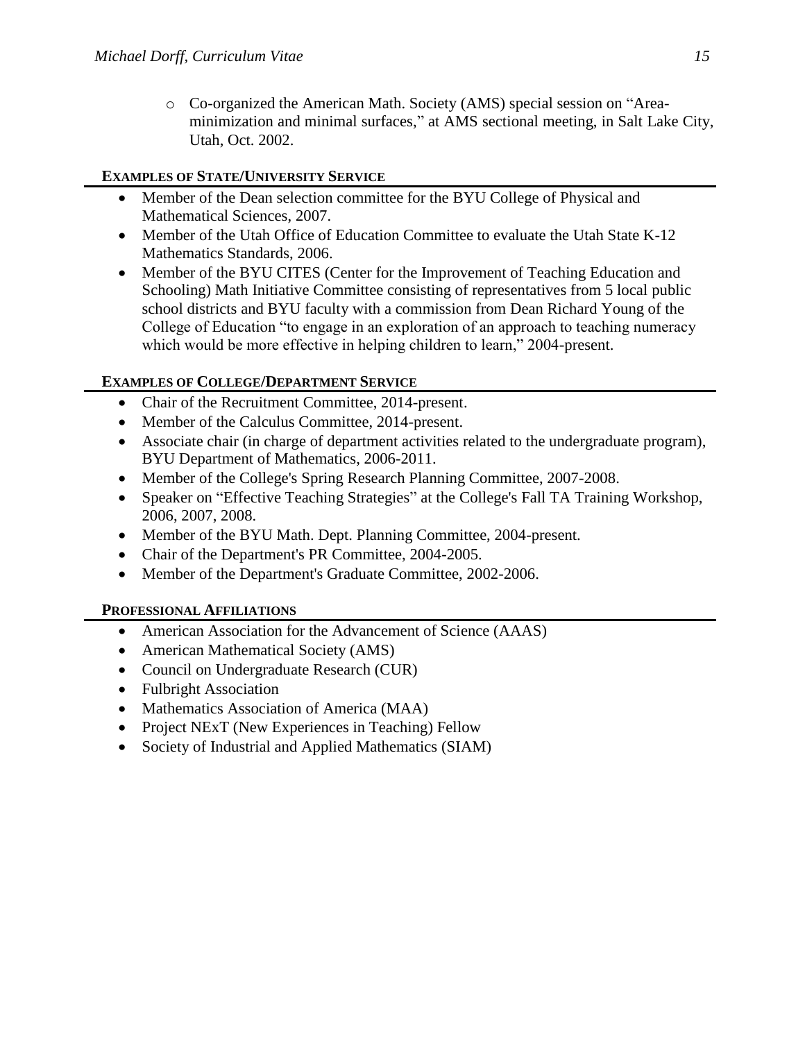- Co-organized the American Math. Society (AMS) special session on "Area-minimization and minimal surfaces," at AMS sectional meeting, in Salt Lake City, Utah, Oct. 2002.

## EXAMPLES OF STATE/UNIVERSITY SERVICE

- Member of the Dean selection committee for the BYU College of Physical and Mathematical Sciences, 2007.
- Member of the Utah Office of Education Committee to evaluate the Utah State K-12 Mathematics Standards, 2006.
- Member of the BYU CITES (Center for the Improvement of Teaching Education and Schooling) Math Initiative Committee consisting of representatives from 5 local public school districts and BYU faculty with a commission from Dean Richard Young of the College of Education "to engage in an exploration of an approach to teaching numeracy which would be more effective in helping children to learn," 2004-present.

## EXAMPLES OF COLLEGE/DEPARTMENT SERVICE

- Chair of the Recruitment Committee, 2014-present.
- Member of the Calculus Committee, 2014-present.
- Associate chair (in charge of department activities related to the undergraduate program), BYU Department of Mathematics, 2006-2011.
- Member of the College's Spring Research Planning Committee, 2007-2008.
- Speaker on "Effective Teaching Strategies" at the College's Fall TA Training Workshop, 2006, 2007, 2008.
- Member of the BYU Math. Dept. Planning Committee, 2004-present.
- Chair of the Department's PR Committee, 2004-2005.
- Member of the Department's Graduate Committee, 2002-2006.

## PROFESSIONAL AFFILIATIONS

- American Association for the Advancement of Science (AAAS)
- American Mathematical Society (AMS)
- Council on Undergraduate Research (CUR)
- Fulbright Association
- Mathematics Association of America (MAA)
- Project NExT (New Experiences in Teaching) Fellow
- Society of Industrial and Applied Mathematics (SIAM)